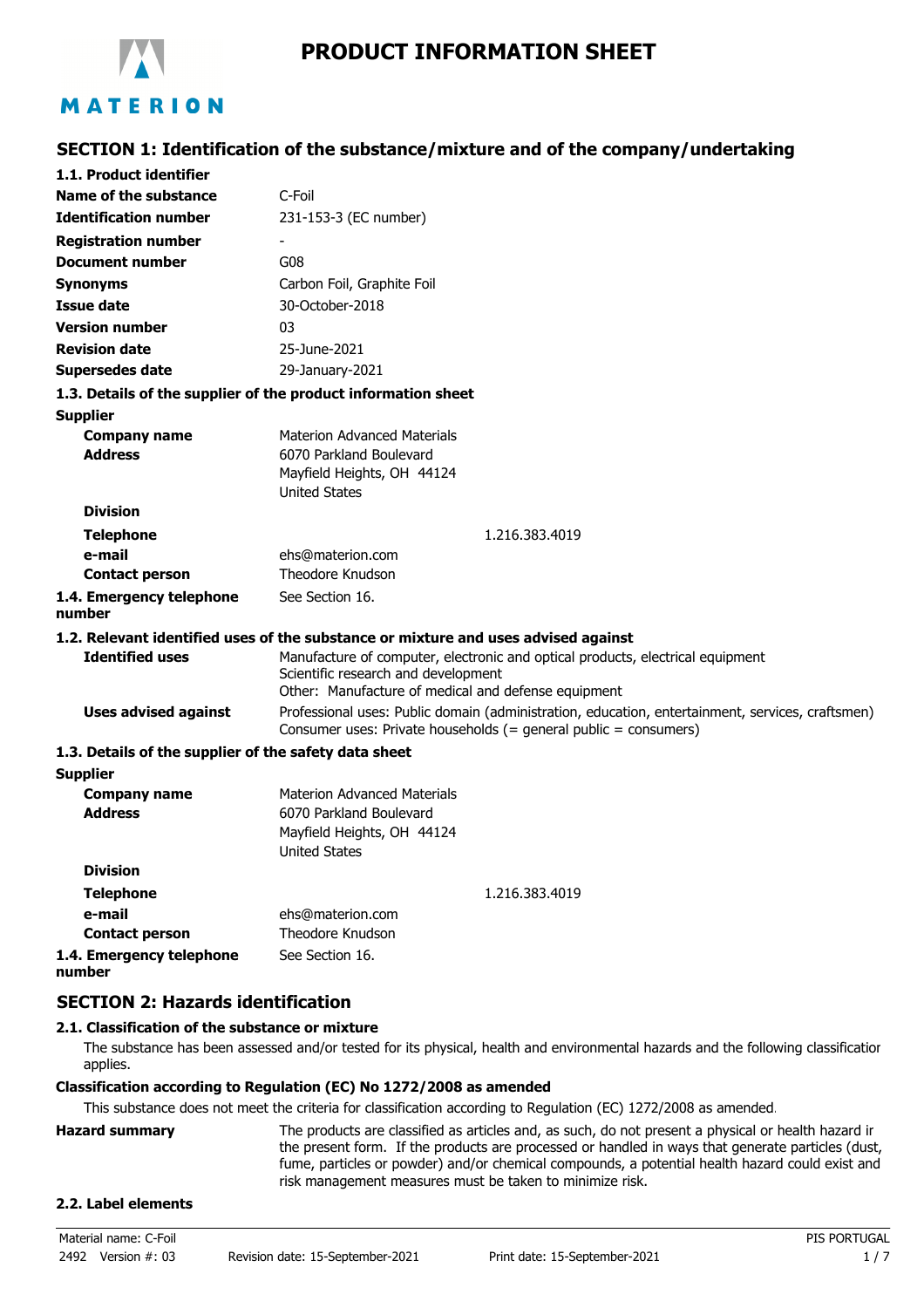# PRODUCT INFORMATION SHEET

## SECTION 1: Identification of the substance/mixture and of the company/undertaking

**1.1. Product identifier**

| | |
|---|---|
| **Name of the substance** | C-Foil |
| **Identification number** | 231-153-3 (EC number) |
| **Registration number** | - |
| **Document number** | G08 |
| **Synonyms** | Carbon Foil, Graphite Foil |
| **Issue date** | 30-October-2018 |
| **Version number** | 03 |
| **Revision date** | 25-June-2021 |
| **Supersedes date** | 29-January-2021 |

**1.3. Details of the supplier of the product information sheet**

**Supplier**

| | |
|---|---|
| **Company name** | Materion Advanced Materials |
| **Address** | 6070 Parkland Boulevard<br>Mayfield Heights, OH 44124<br>United States |
| **Division** | |
| **Telephone** | 1.216.383.4019 |
| **e-mail** | ehs@materion.com |
| **Contact person** | Theodore Knudson |
| **1.4. Emergency telephone number** | See Section 16. |

**1.2. Relevant identified uses of the substance or mixture and uses advised against**

| | |
|---|---|
| **Identified uses** | Manufacture of computer, electronic and optical products, electrical equipment<br>Scientific research and development<br>Other: Manufacture of medical and defense equipment |
| **Uses advised against** | Professional uses: Public domain (administration, education, entertainment, services, craftsmen)<br>Consumer uses: Private households (= general public = consumers) |

**1.3. Details of the supplier of the safety data sheet**

**Supplier**

| | |
|---|---|
| **Company name** | Materion Advanced Materials |
| **Address** | 6070 Parkland Boulevard<br>Mayfield Heights, OH 44124<br>United States |
| **Division** | |
| **Telephone** | 1.216.383.4019 |
| **e-mail** | ehs@materion.com |
| **Contact person** | Theodore Knudson |
| **1.4. Emergency telephone number** | See Section 16. |

## SECTION 2: Hazards identification

**2.1. Classification of the substance or mixture**

The substance has been assessed and/or tested for its physical, health and environmental hazards and the following classification applies.

**Classification according to Regulation (EC) No 1272/2008 as amended**

This substance does not meet the criteria for classification according to Regulation (EC) 1272/2008 as amended.

**Hazard summary**

The products are classified as articles and, as such, do not present a physical or health hazard in the present form. If the products are processed or handled in ways that generate particles (dust, fume, particles or powder) and/or chemical compounds, a potential health hazard could exist and risk management measures must be taken to minimize risk.

**2.2. Label elements**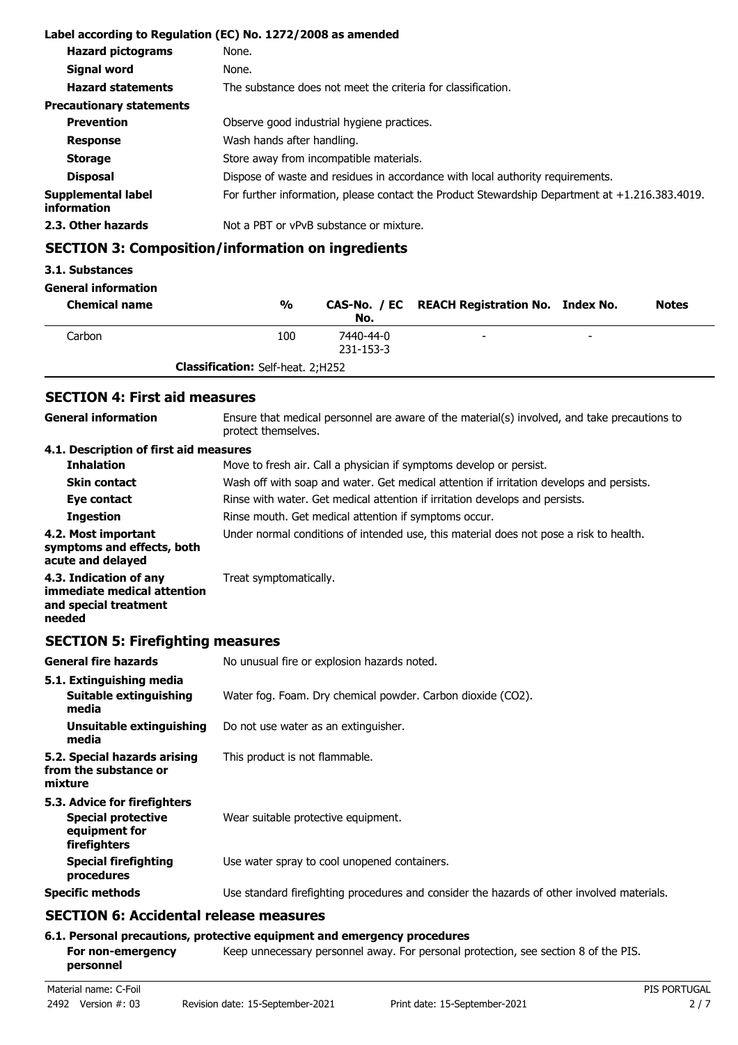**Label according to Regulation (EC) No. 1272/2008 as amended**

| | |
|---|---|
| **Hazard pictograms** | None. |
| **Signal word** | None. |
| **Hazard statements** | The substance does not meet the criteria for classification. |
| **Precautionary statements** | |
| **Prevention** | Observe good industrial hygiene practices. |
| **Response** | Wash hands after handling. |
| **Storage** | Store away from incompatible materials. |
| **Disposal** | Dispose of waste and residues in accordance with local authority requirements. |
| **Supplemental label information** | For further information, please contact the Product Stewardship Department at +1.216.383.4019. |
| **2.3. Other hazards** | Not a PBT or vPvB substance or mixture. |

## SECTION 3: Composition/information on ingredients

**3.1. Substances**

**General information**

| Chemical name | % | CAS-No. / EC No. | REACH Registration No. | Index No. | Notes |
|---|---|---|---|---|---|
| Carbon | 100 | 7440-44-0 231-153-3 | - | - | |
| **Classification:** Self-heat. 2;H252 | | | | | |

## SECTION 4: First aid measures

| | |
|---|---|
| **General information** | Ensure that medical personnel are aware of the material(s) involved, and take precautions to protect themselves. |
| **4.1. Description of first aid measures** | |
| **Inhalation** | Move to fresh air. Call a physician if symptoms develop or persist. |
| **Skin contact** | Wash off with soap and water. Get medical attention if irritation develops and persists. |
| **Eye contact** | Rinse with water. Get medical attention if irritation develops and persists. |
| **Ingestion** | Rinse mouth. Get medical attention if symptoms occur. |
| **4.2. Most important symptoms and effects, both acute and delayed** | Under normal conditions of intended use, this material does not pose a risk to health. |
| **4.3. Indication of any immediate medical attention and special treatment needed** | Treat symptomatically. |

## SECTION 5: Firefighting measures

| | |
|---|---|
| **General fire hazards** | No unusual fire or explosion hazards noted. |
| **5.1. Extinguishing media** | |
| **Suitable extinguishing media** | Water fog. Foam. Dry chemical powder. Carbon dioxide ($CO_2$). |
| **Unsuitable extinguishing media** | Do not use water as an extinguisher. |
| **5.2. Special hazards arising from the substance or mixture** | This product is not flammable. |
| **5.3. Advice for firefighters** | |
| **Special protective equipment for firefighters** | Wear suitable protective equipment. |
| **Special firefighting procedures** | Use water spray to cool unopened containers. |
| **Specific methods** | Use standard firefighting procedures and consider the hazards of other involved materials. |

## SECTION 6: Accidental release measures

**6.1. Personal precautions, protective equipment and emergency procedures**

| | |
|---|---|
| **For non-emergency personnel** | Keep unnecessary personnel away. For personal protection, see section 8 of the PIS. |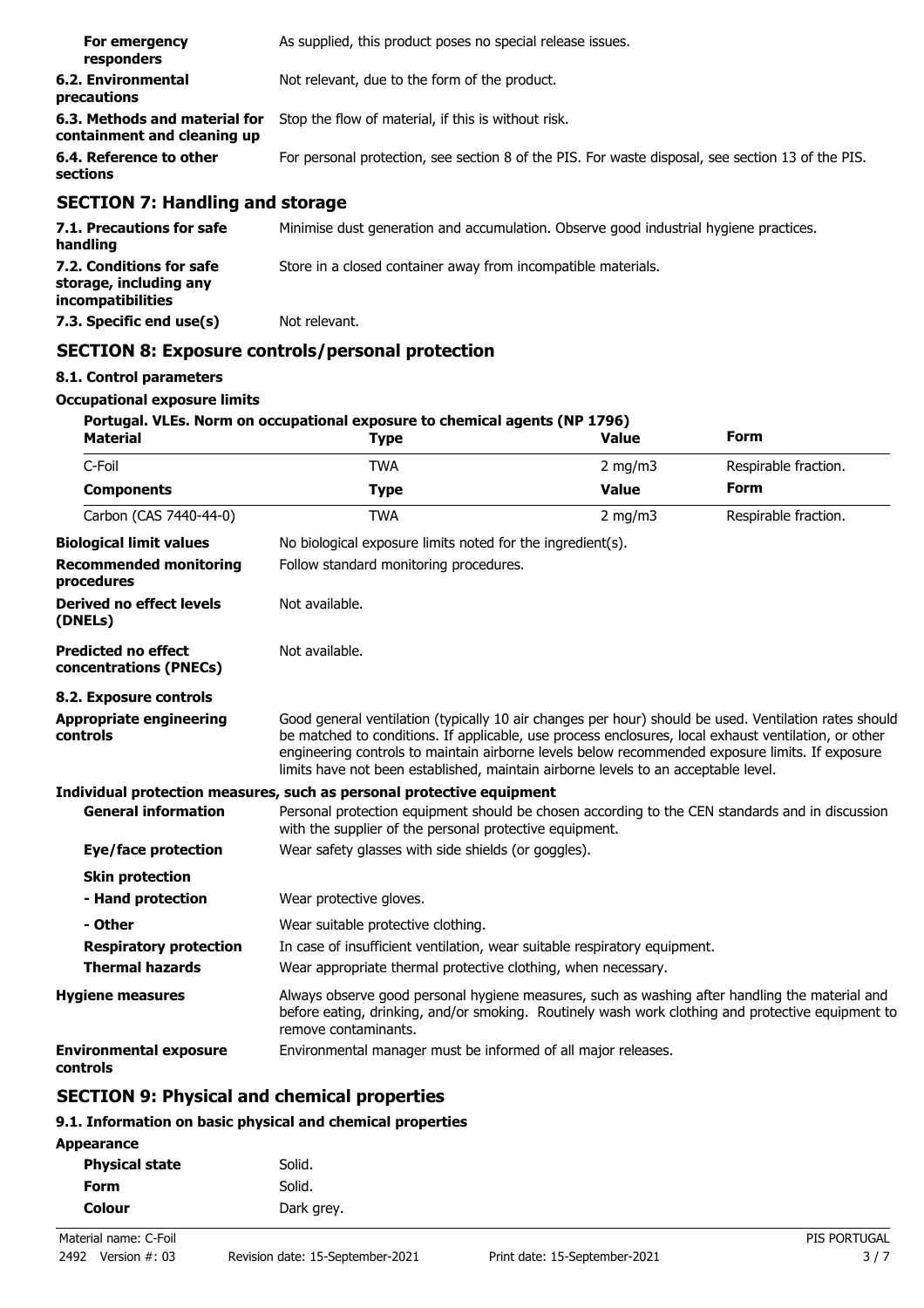| | |
|---|---|
| **For emergency responders** | As supplied, this product poses no special release issues. |
| **6.2. Environmental precautions** | Not relevant, due to the form of the product. |
| **6.3. Methods and material for containment and cleaning up** | Stop the flow of material, if this is without risk. |
| **6.4. Reference to other sections** | For personal protection, see section 8 of the PIS. For waste disposal, see section 13 of the PIS. |

## SECTION 7: Handling and storage

| | |
|---|---|
| **7.1. Precautions for safe handling** | Minimise dust generation and accumulation. Observe good industrial hygiene practices. |
| **7.2. Conditions for safe storage, including any incompatibilities** | Store in a closed container away from incompatible materials. |
| **7.3. Specific end use(s)** | Not relevant. |

## SECTION 8: Exposure controls/personal protection

### 8.1. Control parameters

**Occupational exposure limits**

**Portugal. VLEs. Norm on occupational exposure to chemical agents (NP 1796)**

| Material | Type | Value | Form |
|---|---|---|---|
| C-Foil | TWA | 2 mg/m3 | Respirable fraction. |
| **Components** | **Type** | **Value** | **Form** |
| Carbon (CAS 7440-44-0) | TWA | 2 mg/m3 | Respirable fraction. |

| | |
|---|---|
| **Biological limit values** | No biological exposure limits noted for the ingredient(s). |
| **Recommended monitoring procedures** | Follow standard monitoring procedures. |
| **Derived no effect levels (DNELs)** | Not available. |
| **Predicted no effect concentrations (PNECs)** | Not available. |

### 8.2. Exposure controls

| | |
|---|---|
| **Appropriate engineering controls** | Good general ventilation (typically 10 air changes per hour) should be used. Ventilation rates should be matched to conditions. If applicable, use process enclosures, local exhaust ventilation, or other engineering controls to maintain airborne levels below recommended exposure limits. If exposure limits have not been established, maintain airborne levels to an acceptable level. |

**Individual protection measures, such as personal protective equipment**

| | |
|---|---|
| **General information** | Personal protection equipment should be chosen according to the CEN standards and in discussion with the supplier of the personal protective equipment. |
| **Eye/face protection** | Wear safety glasses with side shields (or goggles). |
| **Skin protection** | |
| **- Hand protection** | Wear protective gloves. |
| **- Other** | Wear suitable protective clothing. |
| **Respiratory protection** | In case of insufficient ventilation, wear suitable respiratory equipment. |
| **Thermal hazards** | Wear appropriate thermal protective clothing, when necessary. |
| **Hygiene measures** | Always observe good personal hygiene measures, such as washing after handling the material and before eating, drinking, and/or smoking. Routinely wash work clothing and protective equipment to remove contaminants. |
| **Environmental exposure controls** | Environmental manager must be informed of all major releases. |

## SECTION 9: Physical and chemical properties

### 9.1. Information on basic physical and chemical properties

**Appearance**

| | |
|---|---|
| **Physical state** | Solid. |
| **Form** | Solid. |
| **Colour** | Dark grey. |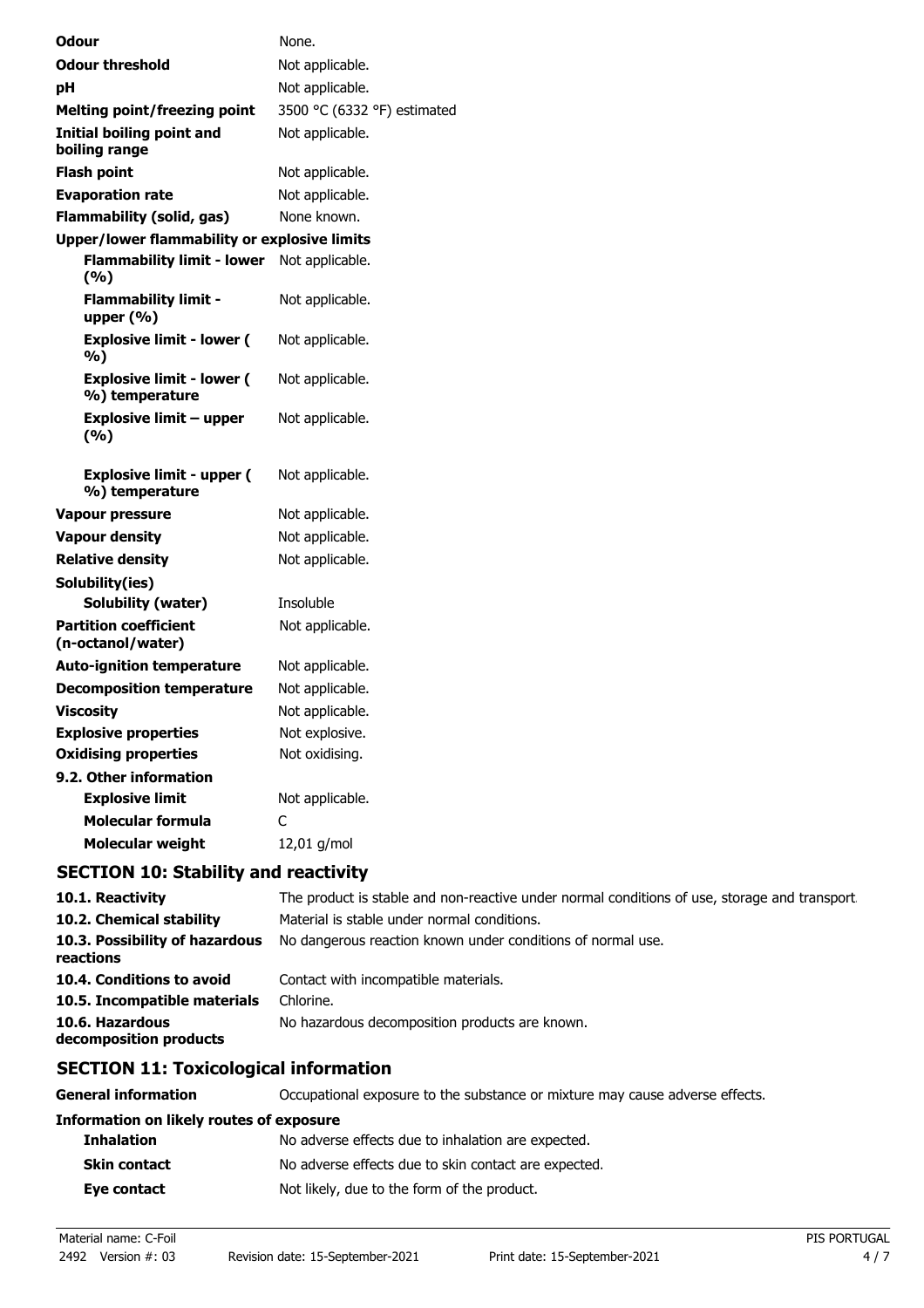| | |
|---|---|
| **Odour** | None. |
| **Odour threshold** | Not applicable. |
| **pH** | Not applicable. |
| **Melting point/freezing point** | 3500 °C (6332 °F) estimated |
| **Initial boiling point and boiling range** | Not applicable. |
| **Flash point** | Not applicable. |
| **Evaporation rate** | Not applicable. |
| **Flammability (solid, gas)** | None known. |
| **Upper/lower flammability or explosive limits** | |
| **Flammability limit - lower (%)** | Not applicable. |
| **Flammability limit - upper (%)** | Not applicable. |
| **Explosive limit - lower ( %)** | Not applicable. |
| **Explosive limit - lower ( %) temperature** | Not applicable. |
| **Explosive limit – upper (%)** | Not applicable. |
| **Explosive limit - upper ( %) temperature** | Not applicable. |
| **Vapour pressure** | Not applicable. |
| **Vapour density** | Not applicable. |
| **Relative density** | Not applicable. |
| **Solubility(ies)** | |
| **Solubility (water)** | Insoluble |
| **Partition coefficient (n-octanol/water)** | Not applicable. |
| **Auto-ignition temperature** | Not applicable. |
| **Decomposition temperature** | Not applicable. |
| **Viscosity** | Not applicable. |
| **Explosive properties** | Not explosive. |
| **Oxidising properties** | Not oxidising. |
| **9.2. Other information** | |
| **Explosive limit** | Not applicable. |
| **Molecular formula** | C |
| **Molecular weight** | 12,01 g/mol |

## SECTION 10: Stability and reactivity

| | |
|---|---|
| **10.1. Reactivity** | The product is stable and non-reactive under normal conditions of use, storage and transport. |
| **10.2. Chemical stability** | Material is stable under normal conditions. |
| **10.3. Possibility of hazardous reactions** | No dangerous reaction known under conditions of normal use. |
| **10.4. Conditions to avoid** | Contact with incompatible materials. |
| **10.5. Incompatible materials** | Chlorine. |
| **10.6. Hazardous decomposition products** | No hazardous decomposition products are known. |

## SECTION 11: Toxicological information

| | |
|---|---|
| **General information** | Occupational exposure to the substance or mixture may cause adverse effects. |
| **Information on likely routes of exposure** | |
| **Inhalation** | No adverse effects due to inhalation are expected. |
| **Skin contact** | No adverse effects due to skin contact are expected. |
| **Eye contact** | Not likely, due to the form of the product. |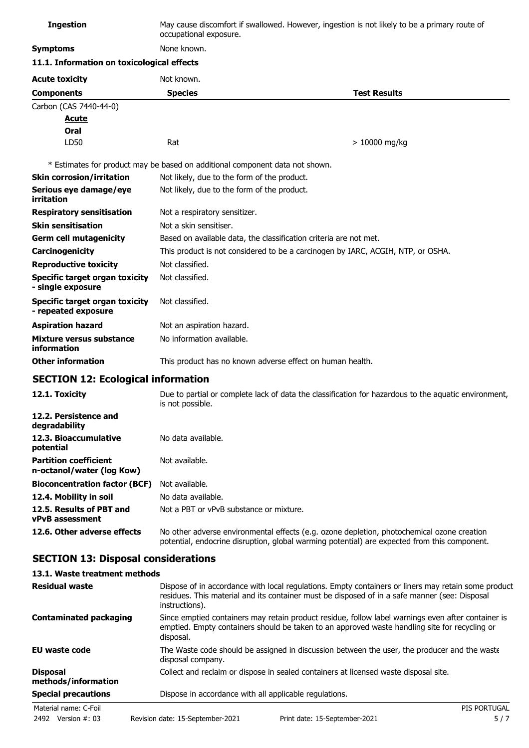| | |
|---|---|
| **Ingestion** | May cause discomfort if swallowed. However, ingestion is not likely to be a primary route of occupational exposure. |
| **Symptoms** | None known. |

**11.1. Information on toxicological effects**

| | |
|---|---|
| **Acute toxicity** | Not known. |

| Components | Species | Test Results |
|---|---|---|
| Carbon (CAS 7440-44-0) | | |
| ***Acute*** | | |
| **Oral** | | |
| LD50 | Rat | > 10000 mg/kg |

\* Estimates for product may be based on additional component data not shown.

| | |
|---|---|
| **Skin corrosion/irritation** | Not likely, due to the form of the product. |
| **Serious eye damage/eye irritation** | Not likely, due to the form of the product. |
| **Respiratory sensitisation** | Not a respiratory sensitizer. |
| **Skin sensitisation** | Not a skin sensitiser. |
| **Germ cell mutagenicity** | Based on available data, the classification criteria are not met. |
| **Carcinogenicity** | This product is not considered to be a carcinogen by IARC, ACGIH, NTP, or OSHA. |
| **Reproductive toxicity** | Not classified. |
| **Specific target organ toxicity - single exposure** | Not classified. |
| **Specific target organ toxicity - repeated exposure** | Not classified. |
| **Aspiration hazard** | Not an aspiration hazard. |
| **Mixture versus substance information** | No information available. |
| **Other information** | This product has no known adverse effect on human health. |

## SECTION 12: Ecological information

| | |
|---|---|
| **12.1. Toxicity** | Due to partial or complete lack of data the classification for hazardous to the aquatic environment, is not possible. |
| **12.2. Persistence and degradability** | |
| **12.3. Bioaccumulative potential** | No data available. |
| **Partition coefficient n-octanol/water (log Kow)** | Not available. |
| **Bioconcentration factor (BCF)** | Not available. |
| **12.4. Mobility in soil** | No data available. |
| **12.5. Results of PBT and vPvB assessment** | Not a PBT or vPvB substance or mixture. |
| **12.6. Other adverse effects** | No other adverse environmental effects (e.g. ozone depletion, photochemical ozone creation potential, endocrine disruption, global warming potential) are expected from this component. |

## SECTION 13: Disposal considerations

**13.1. Waste treatment methods**

| | |
|---|---|
| **Residual waste** | Dispose of in accordance with local regulations. Empty containers or liners may retain some product residues. This material and its container must be disposed of in a safe manner (see: Disposal instructions). |
| **Contaminated packaging** | Since emptied containers may retain product residue, follow label warnings even after container is emptied. Empty containers should be taken to an approved waste handling site for recycling or disposal. |
| **EU waste code** | The Waste code should be assigned in discussion between the user, the producer and the waste disposal company. |
| **Disposal methods/information** | Collect and reclaim or dispose in sealed containers at licensed waste disposal site. |
| **Special precautions** | Dispose in accordance with all applicable regulations. |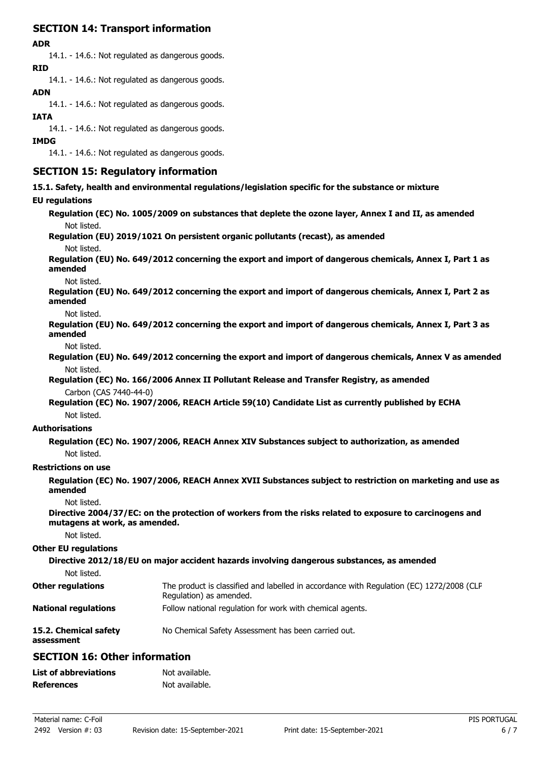## SECTION 14: Transport information

**ADR**

14.1. - 14.6.: Not regulated as dangerous goods.

**RID**

14.1. - 14.6.: Not regulated as dangerous goods.

**ADN**

14.1. - 14.6.: Not regulated as dangerous goods.

**IATA**

14.1. - 14.6.: Not regulated as dangerous goods.

**IMDG**

14.1. - 14.6.: Not regulated as dangerous goods.

## SECTION 15: Regulatory information

**15.1. Safety, health and environmental regulations/legislation specific for the substance or mixture**

**EU regulations**

**Regulation (EC) No. 1005/2009 on substances that deplete the ozone layer, Annex I and II, as amended**

Not listed.

**Regulation (EU) 2019/1021 On persistent organic pollutants (recast), as amended**

Not listed.

**Regulation (EU) No. 649/2012 concerning the export and import of dangerous chemicals, Annex I, Part 1 as amended**

Not listed.

**Regulation (EU) No. 649/2012 concerning the export and import of dangerous chemicals, Annex I, Part 2 as amended**

Not listed.

**Regulation (EU) No. 649/2012 concerning the export and import of dangerous chemicals, Annex I, Part 3 as amended**

Not listed.

**Regulation (EU) No. 649/2012 concerning the export and import of dangerous chemicals, Annex V as amended**

Not listed.

**Regulation (EC) No. 166/2006 Annex II Pollutant Release and Transfer Registry, as amended**

Carbon (CAS 7440-44-0)

**Regulation (EC) No. 1907/2006, REACH Article 59(10) Candidate List as currently published by ECHA**

Not listed.

**Authorisations**

**Regulation (EC) No. 1907/2006, REACH Annex XIV Substances subject to authorization, as amended**

Not listed.

**Restrictions on use**

**Regulation (EC) No. 1907/2006, REACH Annex XVII Substances subject to restriction on marketing and use as amended**

Not listed.

**Directive 2004/37/EC: on the protection of workers from the risks related to exposure to carcinogens and mutagens at work, as amended.**

Not listed.

**Other EU regulations**

**Directive 2012/18/EU on major accident hazards involving dangerous substances, as amended**

Not listed.

**Other regulations** The product is classified and labelled in accordance with Regulation (EC) 1272/2008 (CLP Regulation) as amended.

**National regulations** Follow national regulation for work with chemical agents.

**15.2. Chemical safety assessment** No Chemical Safety Assessment has been carried out.

## SECTION 16: Other information

**List of abbreviations** Not available.

**References** Not available.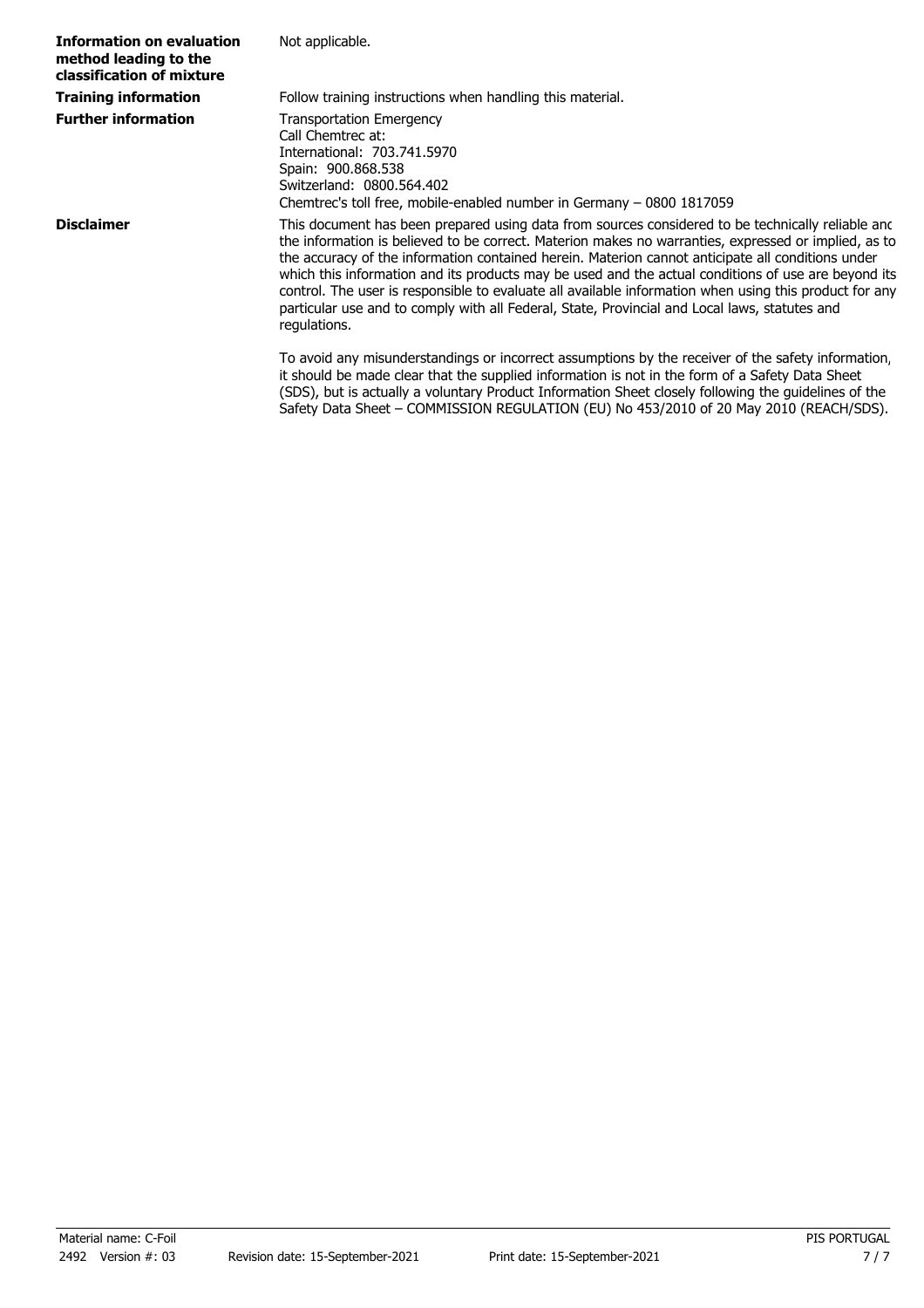**Information on evaluation method leading to the classification of mixture**

Not applicable.

**Training information**

Follow training instructions when handling this material.

**Further information**

Transportation Emergency
Call Chemtrec at:
International: 703.741.5970
Spain: 900.868.538
Switzerland: 0800.564.402
Chemtrec's toll free, mobile-enabled number in Germany – 0800 1817059

**Disclaimer**

This document has been prepared using data from sources considered to be technically reliable and the information is believed to be correct. Materion makes no warranties, expressed or implied, as to the accuracy of the information contained herein. Materion cannot anticipate all conditions under which this information and its products may be used and the actual conditions of use are beyond its control. The user is responsible to evaluate all available information when using this product for any particular use and to comply with all Federal, State, Provincial and Local laws, statutes and regulations.

To avoid any misunderstandings or incorrect assumptions by the receiver of the safety information, it should be made clear that the supplied information is not in the form of a Safety Data Sheet (SDS), but is actually a voluntary Product Information Sheet closely following the guidelines of the Safety Data Sheet – COMMISSION REGULATION (EU) No 453/2010 of 20 May 2010 (REACH/SDS).